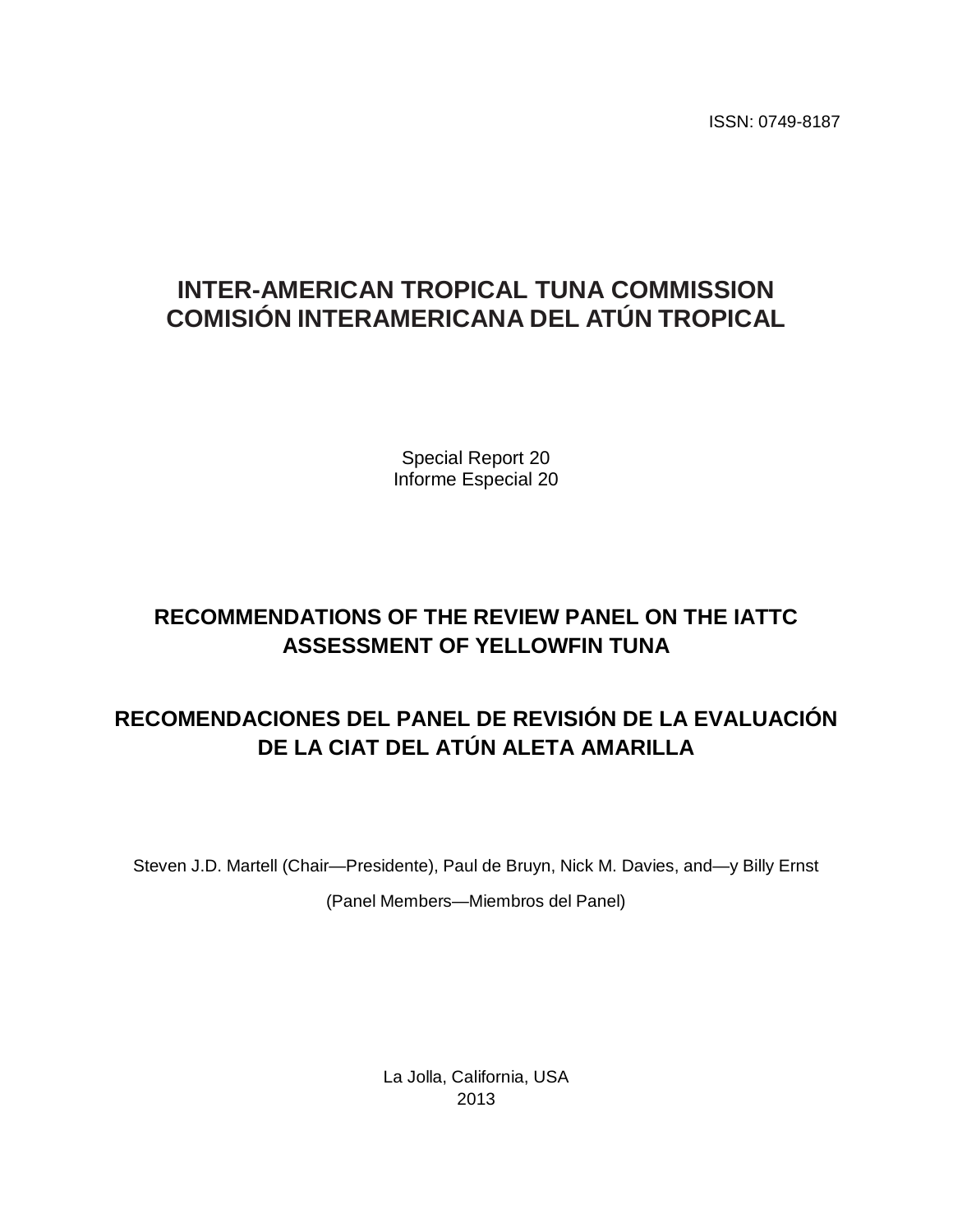ISSN: 0749-8187

# INTER-AMERICAN TROPICAL TUNA COMMISSION
# COMISIÓN INTERAMERICANA DEL ATÚN TROPICAL

Special Report 20
Informe Especial 20

## RECOMMENDATIONS OF THE REVIEW PANEL ON THE IATTC ASSESSMENT OF YELLOWFIN TUNA

## RECOMENDACIONES DEL PANEL DE REVISIÓN DE LA EVALUACIÓN DE LA CIAT DEL ATÚN ALETA AMARILLA

Steven J.D. Martell (Chair—Presidente), Paul de Bruyn, Nick M. Davies, and—y Billy Ernst

(Panel Members—Miembros del Panel)

La Jolla, California, USA
2013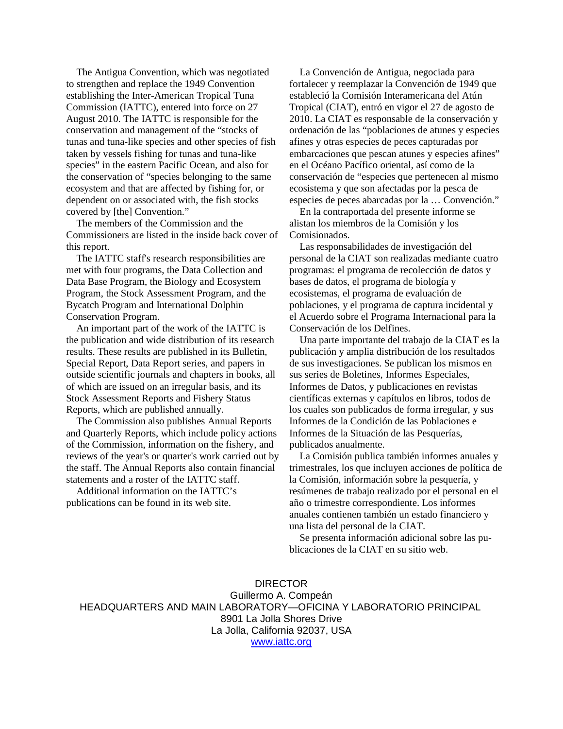The Antigua Convention, which was negotiated to strengthen and replace the 1949 Convention establishing the Inter-American Tropical Tuna Commission (IATTC), entered into force on 27 August 2010. The IATTC is responsible for the conservation and management of the "stocks of tunas and tuna-like species and other species of fish taken by vessels fishing for tunas and tuna-like species" in the eastern Pacific Ocean, and also for the conservation of "species belonging to the same ecosystem and that are affected by fishing for, or dependent on or associated with, the fish stocks covered by [the] Convention."

The members of the Commission and the Commissioners are listed in the inside back cover of this report.

The IATTC staff's research responsibilities are met with four programs, the Data Collection and Data Base Program, the Biology and Ecosystem Program, the Stock Assessment Program, and the Bycatch Program and International Dolphin Conservation Program.

An important part of the work of the IATTC is the publication and wide distribution of its research results. These results are published in its Bulletin, Special Report, Data Report series, and papers in outside scientific journals and chapters in books, all of which are issued on an irregular basis, and its Stock Assessment Reports and Fishery Status Reports, which are published annually.

The Commission also publishes Annual Reports and Quarterly Reports, which include policy actions of the Commission, information on the fishery, and reviews of the year's or quarter's work carried out by the staff. The Annual Reports also contain financial statements and a roster of the IATTC staff.

Additional information on the IATTC's publications can be found in its web site.

La Convención de Antigua, negociada para fortalecer y reemplazar la Convención de 1949 que estableció la Comisión Interamericana del Atún Tropical (CIAT), entró en vigor el 27 de agosto de 2010. La CIAT es responsable de la conservación y ordenación de las "poblaciones de atunes y especies afines y otras especies de peces capturadas por embarcaciones que pescan atunes y especies afines" en el Océano Pacífico oriental, así como de la conservación de "especies que pertenecen al mismo ecosistema y que son afectadas por la pesca de especies de peces abarcadas por la … Convención."

En la contraportada del presente informe se alistan los miembros de la Comisión y los Comisionados.

Las responsabilidades de investigación del personal de la CIAT son realizadas mediante cuatro programas: el programa de recolección de datos y bases de datos, el programa de biología y ecosistemas, el programa de evaluación de poblaciones, y el programa de captura incidental y el Acuerdo sobre el Programa Internacional para la Conservación de los Delfines.

Una parte importante del trabajo de la CIAT es la publicación y amplia distribución de los resultados de sus investigaciones. Se publican los mismos en sus series de Boletines, Informes Especiales, Informes de Datos, y publicaciones en revistas científicas externas y capítulos en libros, todos de los cuales son publicados de forma irregular, y sus Informes de la Condición de las Poblaciones e Informes de la Situación de las Pesquerías, publicados anualmente.

La Comisión publica también informes anuales y trimestrales, los que incluyen acciones de política de la Comisión, información sobre la pesquería, y resúmenes de trabajo realizado por el personal en el año o trimestre correspondiente. Los informes anuales contienen también un estado financiero y una lista del personal de la CIAT.

Se presenta información adicional sobre las publicaciones de la CIAT en su sitio web.

DIRECTOR

Guillermo A. Compeán

HEADQUARTERS AND MAIN LABORATORY—OFICINA Y LABORATORIO PRINCIPAL

8901 La Jolla Shores Drive

La Jolla, California 92037, USA

www.iattc.org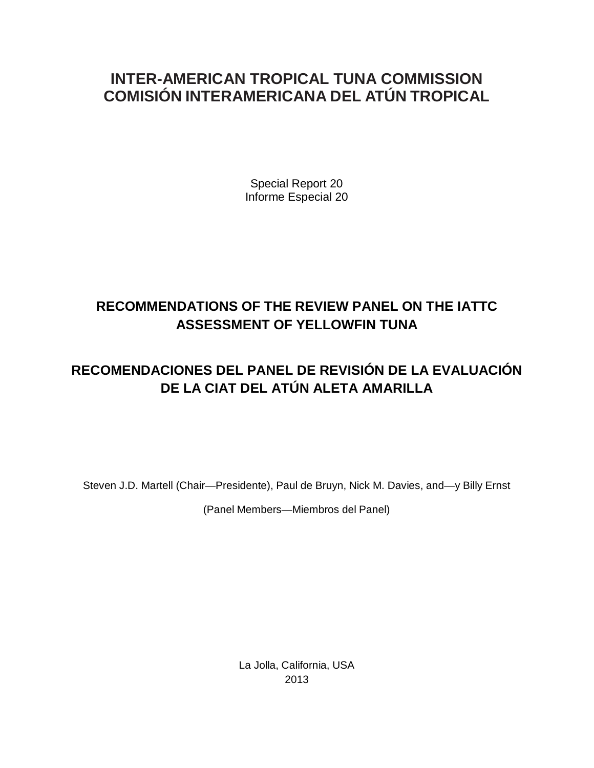# INTER-AMERICAN TROPICAL TUNA COMMISSION
# COMISIÓN INTERAMERICANA DEL ATÚN TROPICAL

Special Report 20
Informe Especial 20

## RECOMMENDATIONS OF THE REVIEW PANEL ON THE IATTC ASSESSMENT OF YELLOWFIN TUNA

## RECOMENDACIONES DEL PANEL DE REVISIÓN DE LA EVALUACIÓN DE LA CIAT DEL ATÚN ALETA AMARILLA

Steven J.D. Martell (Chair—Presidente), Paul de Bruyn, Nick M. Davies, and—y Billy Ernst

(Panel Members—Miembros del Panel)

La Jolla, California, USA
2013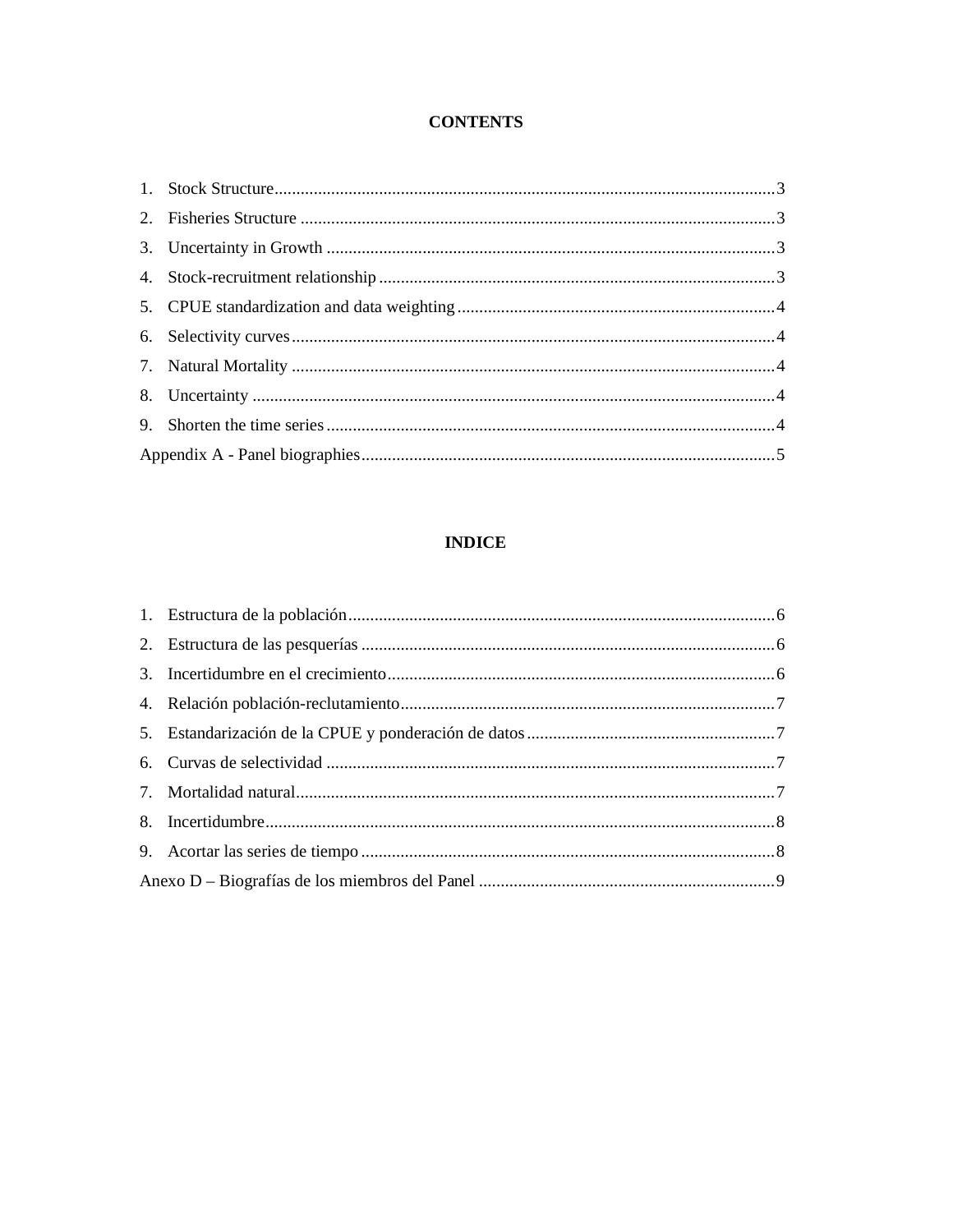## CONTENTS

1. Stock Structure .......................................................... 3
2. Fisheries Structure .......................................................... 3
3. Uncertainty in Growth .......................................................... 3
4. Stock-recruitment relationship .......................................................... 3
5. CPUE standardization and data weighting .......................................................... 4
6. Selectivity curves .......................................................... 4
7. Natural Mortality .......................................................... 4
8. Uncertainty .......................................................... 4
9. Shorten the time series .......................................................... 4

Appendix A - Panel biographies .......................................................... 5

## INDICE

1. Estructura de la población .......................................................... 6
2. Estructura de las pesquerías .......................................................... 6
3. Incertidumbre en el crecimiento .......................................................... 6
4. Relación población-reclutamiento .......................................................... 7
5. Estandarización de la CPUE y ponderación de datos .......................................................... 7
6. Curvas de selectividad .......................................................... 7
7. Mortalidad natural .......................................................... 7
8. Incertidumbre .......................................................... 8
9. Acortar las series de tiempo .......................................................... 8

Anexo D – Biografías de los miembros del Panel .......................................................... 9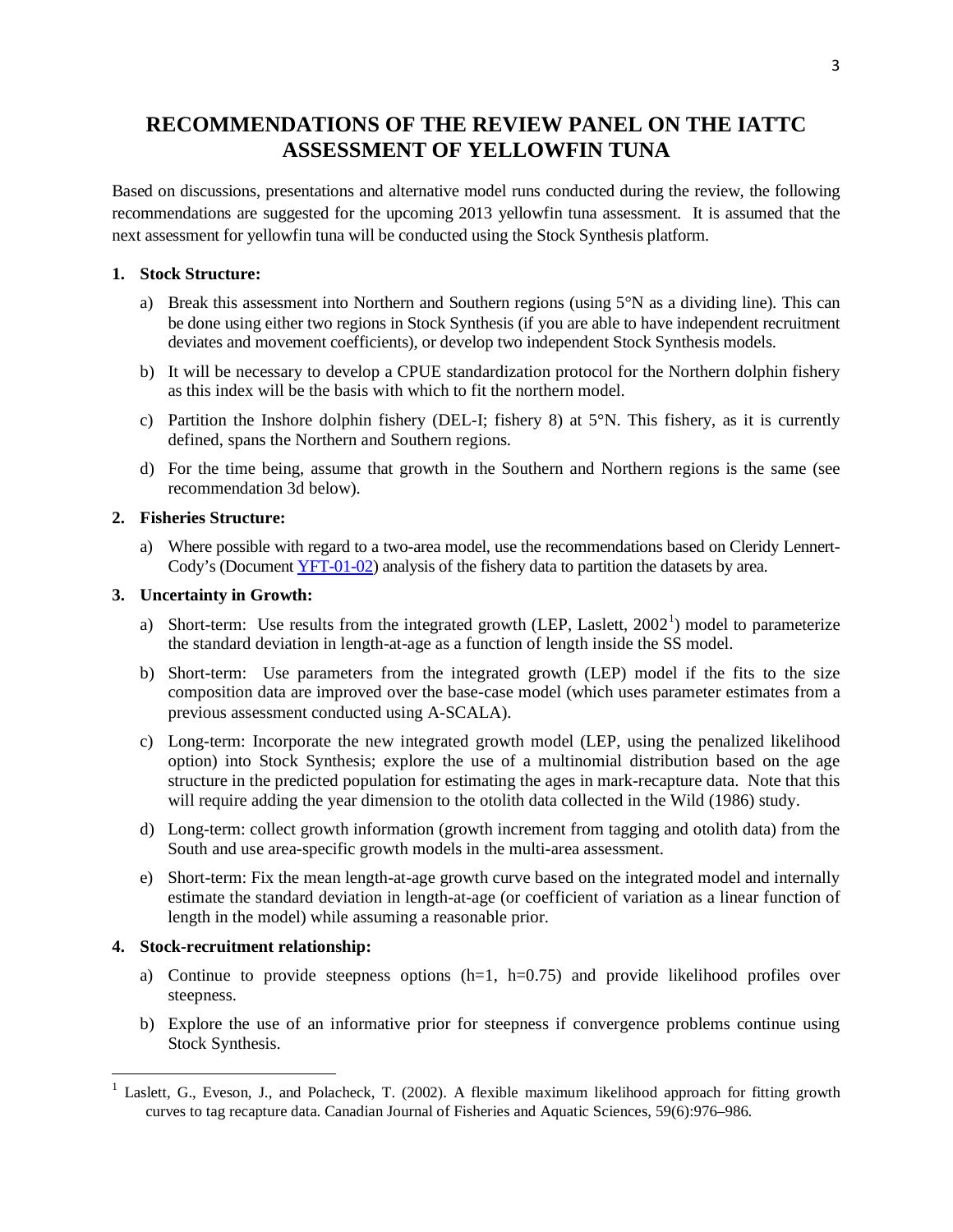# RECOMMENDATIONS OF THE REVIEW PANEL ON THE IATTC ASSESSMENT OF YELLOWFIN TUNA

Based on discussions, presentations and alternative model runs conducted during the review, the following recommendations are suggested for the upcoming 2013 yellowfin tuna assessment. It is assumed that the next assessment for yellowfin tuna will be conducted using the Stock Synthesis platform.

**1. Stock Structure:**

a) Break this assessment into Northern and Southern regions (using 5°N as a dividing line). This can be done using either two regions in Stock Synthesis (if you are able to have independent recruitment deviates and movement coefficients), or develop two independent Stock Synthesis models.

b) It will be necessary to develop a CPUE standardization protocol for the Northern dolphin fishery as this index will be the basis with which to fit the northern model.

c) Partition the Inshore dolphin fishery (DEL-I; fishery 8) at 5°N. This fishery, as it is currently defined, spans the Northern and Southern regions.

d) For the time being, assume that growth in the Southern and Northern regions is the same (see recommendation 3d below).

**2. Fisheries Structure:**

a) Where possible with regard to a two-area model, use the recommendations based on Cleridy Lennert-Cody's (Document YFT-01-02) analysis of the fishery data to partition the datasets by area.

**3. Uncertainty in Growth:**

a) Short-term: Use results from the integrated growth (LEP, Laslett, 2002[1]) model to parameterize the standard deviation in length-at-age as a function of length inside the SS model.

b) Short-term: Use parameters from the integrated growth (LEP) model if the fits to the size composition data are improved over the base-case model (which uses parameter estimates from a previous assessment conducted using A-SCALA).

c) Long-term: Incorporate the new integrated growth model (LEP, using the penalized likelihood option) into Stock Synthesis; explore the use of a multinomial distribution based on the age structure in the predicted population for estimating the ages in mark-recapture data. Note that this will require adding the year dimension to the otolith data collected in the Wild (1986) study.

d) Long-term: collect growth information (growth increment from tagging and otolith data) from the South and use area-specific growth models in the multi-area assessment.

e) Short-term: Fix the mean length-at-age growth curve based on the integrated model and internally estimate the standard deviation in length-at-age (or coefficient of variation as a linear function of length in the model) while assuming a reasonable prior.

**4. Stock-recruitment relationship:**

a) Continue to provide steepness options (h=1, h=0.75) and provide likelihood profiles over steepness.

b) Explore the use of an informative prior for steepness if convergence problems continue using Stock Synthesis.

---

[1] Laslett, G., Eveson, J., and Polacheck, T. (2002). A flexible maximum likelihood approach for fitting growth curves to tag recapture data. Canadian Journal of Fisheries and Aquatic Sciences, 59(6):976–986.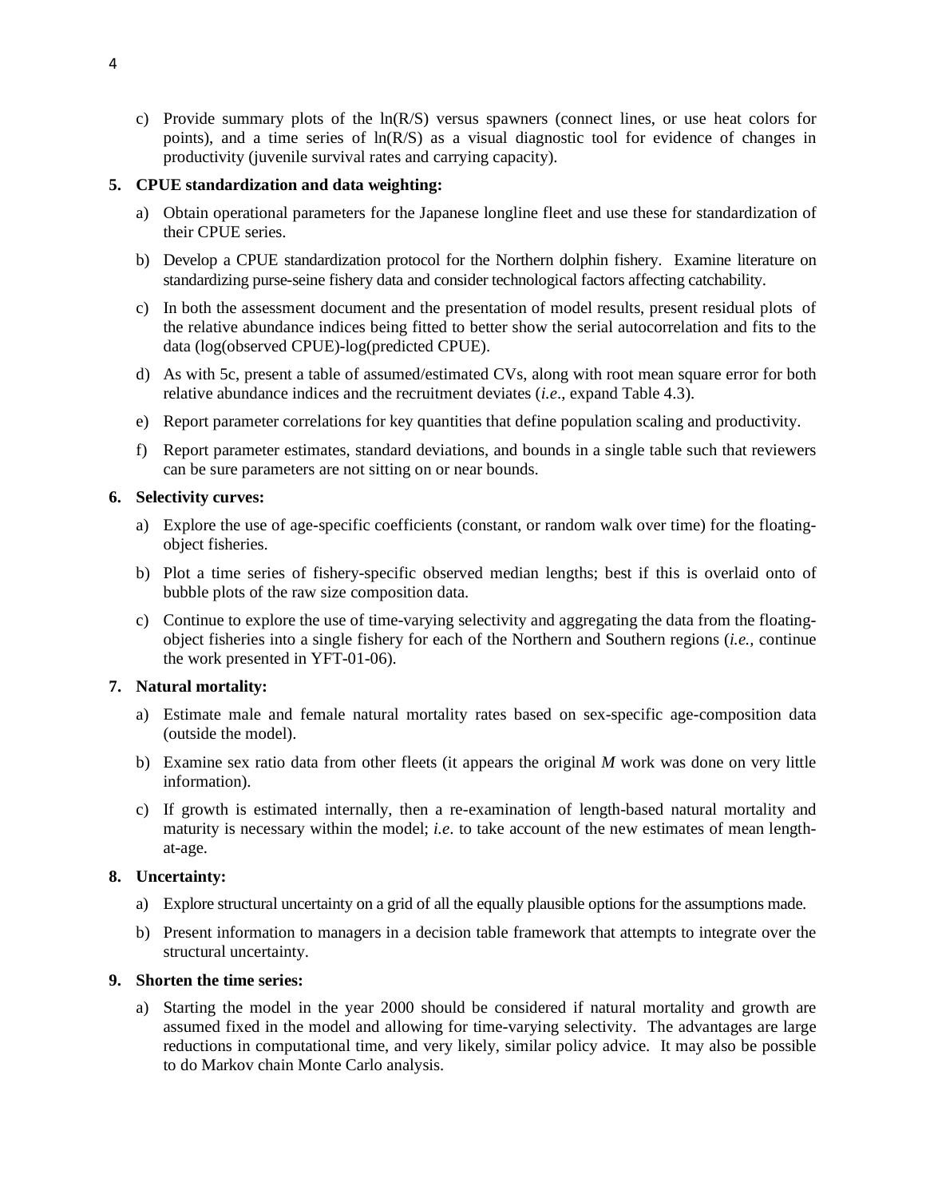c) Provide summary plots of the ln(R/S) versus spawners (connect lines, or use heat colors for points), and a time series of ln(R/S) as a visual diagnostic tool for evidence of changes in productivity (juvenile survival rates and carrying capacity).

**5. CPUE standardization and data weighting:**

a) Obtain operational parameters for the Japanese longline fleet and use these for standardization of their CPUE series.

b) Develop a CPUE standardization protocol for the Northern dolphin fishery. Examine literature on standardizing purse-seine fishery data and consider technological factors affecting catchability.

c) In both the assessment document and the presentation of model results, present residual plots of the relative abundance indices being fitted to better show the serial autocorrelation and fits to the data (log(observed CPUE)-log(predicted CPUE).

d) As with 5c, present a table of assumed/estimated CVs, along with root mean square error for both relative abundance indices and the recruitment deviates (*i.e*., expand Table 4.3).

e) Report parameter correlations for key quantities that define population scaling and productivity.

f) Report parameter estimates, standard deviations, and bounds in a single table such that reviewers can be sure parameters are not sitting on or near bounds.

**6. Selectivity curves:**

a) Explore the use of age-specific coefficients (constant, or random walk over time) for the floating-object fisheries.

b) Plot a time series of fishery-specific observed median lengths; best if this is overlaid onto of bubble plots of the raw size composition data.

c) Continue to explore the use of time-varying selectivity and aggregating the data from the floating-object fisheries into a single fishery for each of the Northern and Southern regions (*i.e.,* continue the work presented in YFT-01-06).

**7. Natural mortality:**

a) Estimate male and female natural mortality rates based on sex-specific age-composition data (outside the model).

b) Examine sex ratio data from other fleets (it appears the original *M* work was done on very little information).

c) If growth is estimated internally, then a re-examination of length-based natural mortality and maturity is necessary within the model; *i.e*. to take account of the new estimates of mean length-at-age.

**8. Uncertainty:**

a) Explore structural uncertainty on a grid of all the equally plausible options for the assumptions made.

b) Present information to managers in a decision table framework that attempts to integrate over the structural uncertainty.

**9. Shorten the time series:**

a) Starting the model in the year 2000 should be considered if natural mortality and growth are assumed fixed in the model and allowing for time-varying selectivity. The advantages are large reductions in computational time, and very likely, similar policy advice. It may also be possible to do Markov chain Monte Carlo analysis.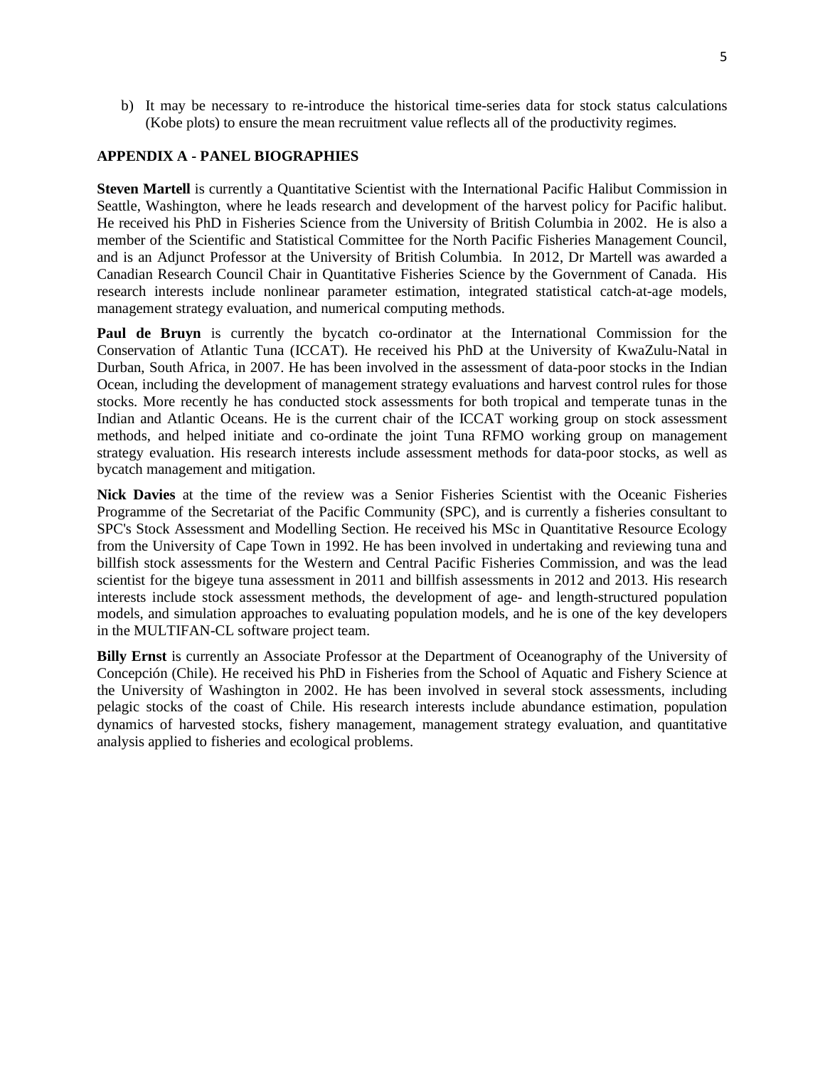b) It may be necessary to re-introduce the historical time-series data for stock status calculations (Kobe plots) to ensure the mean recruitment value reflects all of the productivity regimes.

## APPENDIX A - PANEL BIOGRAPHIES

**Steven Martell** is currently a Quantitative Scientist with the International Pacific Halibut Commission in Seattle, Washington, where he leads research and development of the harvest policy for Pacific halibut. He received his PhD in Fisheries Science from the University of British Columbia in 2002. He is also a member of the Scientific and Statistical Committee for the North Pacific Fisheries Management Council, and is an Adjunct Professor at the University of British Columbia. In 2012, Dr Martell was awarded a Canadian Research Council Chair in Quantitative Fisheries Science by the Government of Canada. His research interests include nonlinear parameter estimation, integrated statistical catch-at-age models, management strategy evaluation, and numerical computing methods.

**Paul de Bruyn** is currently the bycatch co-ordinator at the International Commission for the Conservation of Atlantic Tuna (ICCAT). He received his PhD at the University of KwaZulu-Natal in Durban, South Africa, in 2007. He has been involved in the assessment of data-poor stocks in the Indian Ocean, including the development of management strategy evaluations and harvest control rules for those stocks. More recently he has conducted stock assessments for both tropical and temperate tunas in the Indian and Atlantic Oceans. He is the current chair of the ICCAT working group on stock assessment methods, and helped initiate and co-ordinate the joint Tuna RFMO working group on management strategy evaluation. His research interests include assessment methods for data-poor stocks, as well as bycatch management and mitigation.

**Nick Davies** at the time of the review was a Senior Fisheries Scientist with the Oceanic Fisheries Programme of the Secretariat of the Pacific Community (SPC), and is currently a fisheries consultant to SPC's Stock Assessment and Modelling Section. He received his MSc in Quantitative Resource Ecology from the University of Cape Town in 1992. He has been involved in undertaking and reviewing tuna and billfish stock assessments for the Western and Central Pacific Fisheries Commission, and was the lead scientist for the bigeye tuna assessment in 2011 and billfish assessments in 2012 and 2013. His research interests include stock assessment methods, the development of age- and length-structured population models, and simulation approaches to evaluating population models, and he is one of the key developers in the MULTIFAN-CL software project team.

**Billy Ernst** is currently an Associate Professor at the Department of Oceanography of the University of Concepción (Chile). He received his PhD in Fisheries from the School of Aquatic and Fishery Science at the University of Washington in 2002. He has been involved in several stock assessments, including pelagic stocks of the coast of Chile. His research interests include abundance estimation, population dynamics of harvested stocks, fishery management, management strategy evaluation, and quantitative analysis applied to fisheries and ecological problems.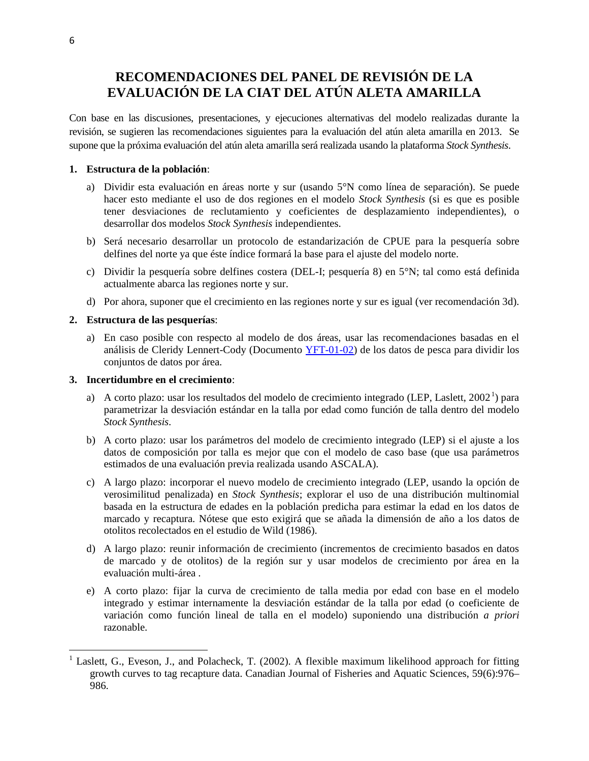# RECOMENDACIONES DEL PANEL DE REVISIÓN DE LA EVALUACIÓN DE LA CIAT DEL ATÚN ALETA AMARILLA

Con base en las discusiones, presentaciones, y ejecuciones alternativas del modelo realizadas durante la revisión, se sugieren las recomendaciones siguientes para la evaluación del atún aleta amarilla en 2013. Se supone que la próxima evaluación del atún aleta amarilla será realizada usando la plataforma *Stock Synthesis*.

1. **Estructura de la población**:
   a) Dividir esta evaluación en áreas norte y sur (usando 5°N como línea de separación). Se puede hacer esto mediante el uso de dos regiones en el modelo *Stock Synthesis* (si es que es posible tener desviaciones de reclutamiento y coeficientes de desplazamiento independientes), o desarrollar dos modelos *Stock Synthesis* independientes.
   b) Será necesario desarrollar un protocolo de estandarización de CPUE para la pesquería sobre delfines del norte ya que éste índice formará la base para el ajuste del modelo norte.
   c) Dividir la pesquería sobre delfines costera (DEL-I; pesquería 8) en 5°N; tal como está definida actualmente abarca las regiones norte y sur.
   d) Por ahora, suponer que el crecimiento en las regiones norte y sur es igual (ver recomendación 3d).

2. **Estructura de las pesquerías**:
   a) En caso posible con respecto al modelo de dos áreas, usar las recomendaciones basadas en el análisis de Cleridy Lennert-Cody (Documento YFT-01-02) de los datos de pesca para dividir los conjuntos de datos por área.

3. **Incertidumbre en el crecimiento**:
   a) A corto plazo: usar los resultados del modelo de crecimiento integrado (LEP, Laslett, 2002[1]) para parametrizar la desviación estándar en la talla por edad como función de talla dentro del modelo *Stock Synthesis*.
   b) A corto plazo: usar los parámetros del modelo de crecimiento integrado (LEP) si el ajuste a los datos de composición por talla es mejor que con el modelo de caso base (que usa parámetros estimados de una evaluación previa realizada usando ASCALA).
   c) A largo plazo: incorporar el nuevo modelo de crecimiento integrado (LEP, usando la opción de verosimilitud penalizada) en *Stock Synthesis*; explorar el uso de una distribución multinomial basada en la estructura de edades en la población predicha para estimar la edad en los datos de marcado y recaptura. Nótese que esto exigirá que se añada la dimensión de año a los datos de otolitos recolectados en el estudio de Wild (1986).
   d) A largo plazo: reunir información de crecimiento (incrementos de crecimiento basados en datos de marcado y de otolitos) de la región sur y usar modelos de crecimiento por área en la evaluación multi-área .
   e) A corto plazo: fijar la curva de crecimiento de talla media por edad con base en el modelo integrado y estimar internamente la desviación estándar de la talla por edad (o coeficiente de variación como función lineal de talla en el modelo) suponiendo una distribución *a priori* razonable.

---

[1] Laslett, G., Eveson, J., and Polacheck, T. (2002). A flexible maximum likelihood approach for fitting growth curves to tag recapture data. Canadian Journal of Fisheries and Aquatic Sciences, 59(6):976–986.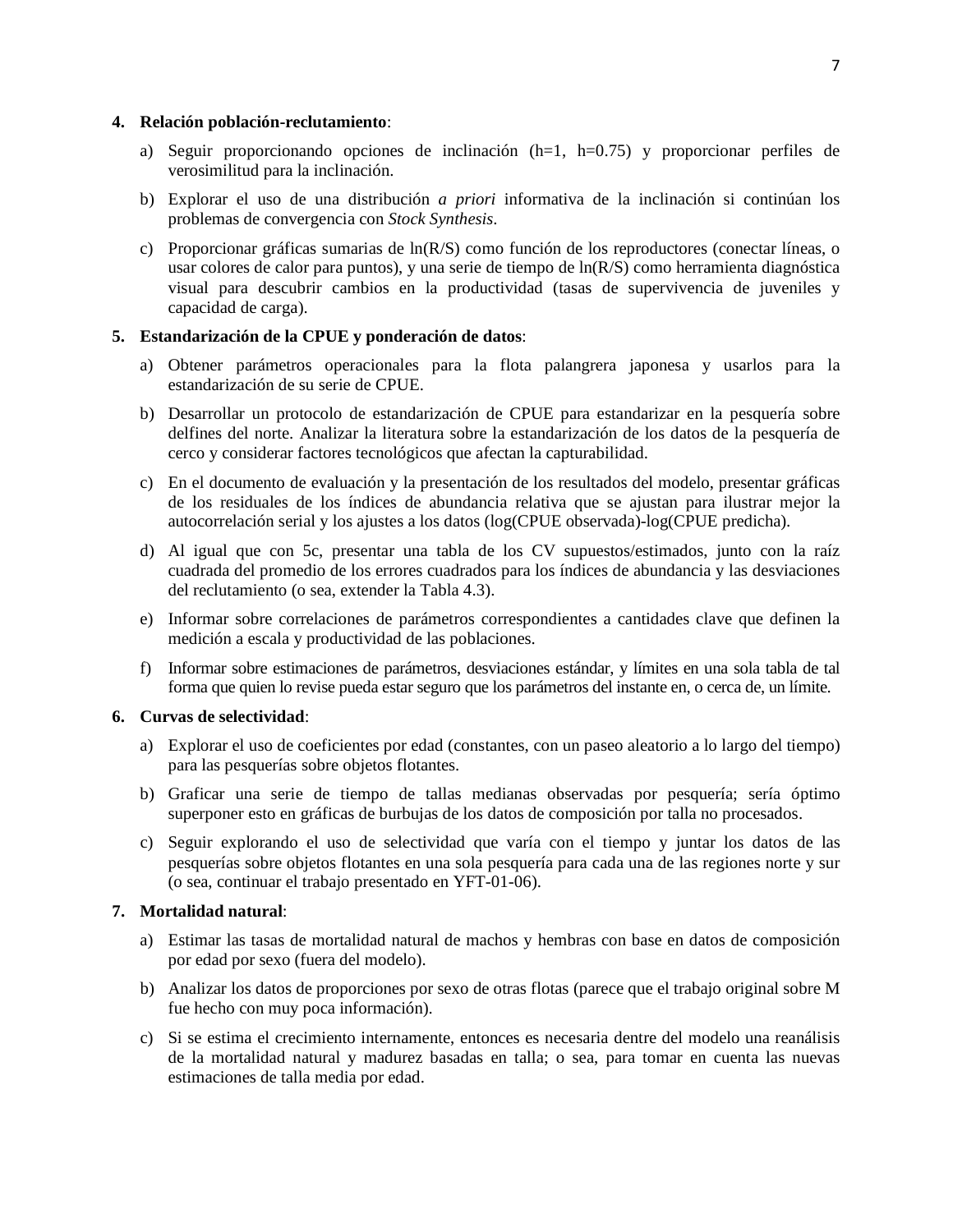4. **Relación población-reclutamiento**:

   a) Seguir proporcionando opciones de inclinación (h=1, h=0.75) y proporcionar perfiles de verosimilitud para la inclinación.

   b) Explorar el uso de una distribución *a priori* informativa de la inclinación si continúan los problemas de convergencia con *Stock Synthesis*.

   c) Proporcionar gráficas sumarias de ln(R/S) como función de los reproductores (conectar líneas, o usar colores de calor para puntos), y una serie de tiempo de ln(R/S) como herramienta diagnóstica visual para descubrir cambios en la productividad (tasas de supervivencia de juveniles y capacidad de carga).

5. **Estandarización de la CPUE y ponderación de datos**:

   a) Obtener parámetros operacionales para la flota palangrera japonesa y usarlos para la estandarización de su serie de CPUE.

   b) Desarrollar un protocolo de estandarización de CPUE para estandarizar en la pesquería sobre delfines del norte. Analizar la literatura sobre la estandarización de los datos de la pesquería de cerco y considerar factores tecnológicos que afectan la capturabilidad.

   c) En el documento de evaluación y la presentación de los resultados del modelo, presentar gráficas de los residuales de los índices de abundancia relativa que se ajustan para ilustrar mejor la autocorrelación serial y los ajustes a los datos (log(CPUE observada)-log(CPUE predicha).

   d) Al igual que con 5c, presentar una tabla de los CV supuestos/estimados, junto con la raíz cuadrada del promedio de los errores cuadrados para los índices de abundancia y las desviaciones del reclutamiento (o sea, extender la Tabla 4.3).

   e) Informar sobre correlaciones de parámetros correspondientes a cantidades clave que definen la medición a escala y productividad de las poblaciones.

   f) Informar sobre estimaciones de parámetros, desviaciones estándar, y límites en una sola tabla de tal forma que quien lo revise pueda estar seguro que los parámetros del instante en, o cerca de, un límite.

6. **Curvas de selectividad**:

   a) Explorar el uso de coeficientes por edad (constantes, con un paseo aleatorio a lo largo del tiempo) para las pesquerías sobre objetos flotantes.

   b) Graficar una serie de tiempo de tallas medianas observadas por pesquería; sería óptimo superponer esto en gráficas de burbujas de los datos de composición por talla no procesados.

   c) Seguir explorando el uso de selectividad que varía con el tiempo y juntar los datos de las pesquerías sobre objetos flotantes en una sola pesquería para cada una de las regiones norte y sur (o sea, continuar el trabajo presentado en YFT-01-06).

7. **Mortalidad natural**:

   a) Estimar las tasas de mortalidad natural de machos y hembras con base en datos de composición por edad por sexo (fuera del modelo).

   b) Analizar los datos de proporciones por sexo de otras flotas (parece que el trabajo original sobre M fue hecho con muy poca información).

   c) Si se estima el crecimiento internamente, entonces es necesaria dentre del modelo una reanálisis de la mortalidad natural y madurez basadas en talla; o sea, para tomar en cuenta las nuevas estimaciones de talla media por edad.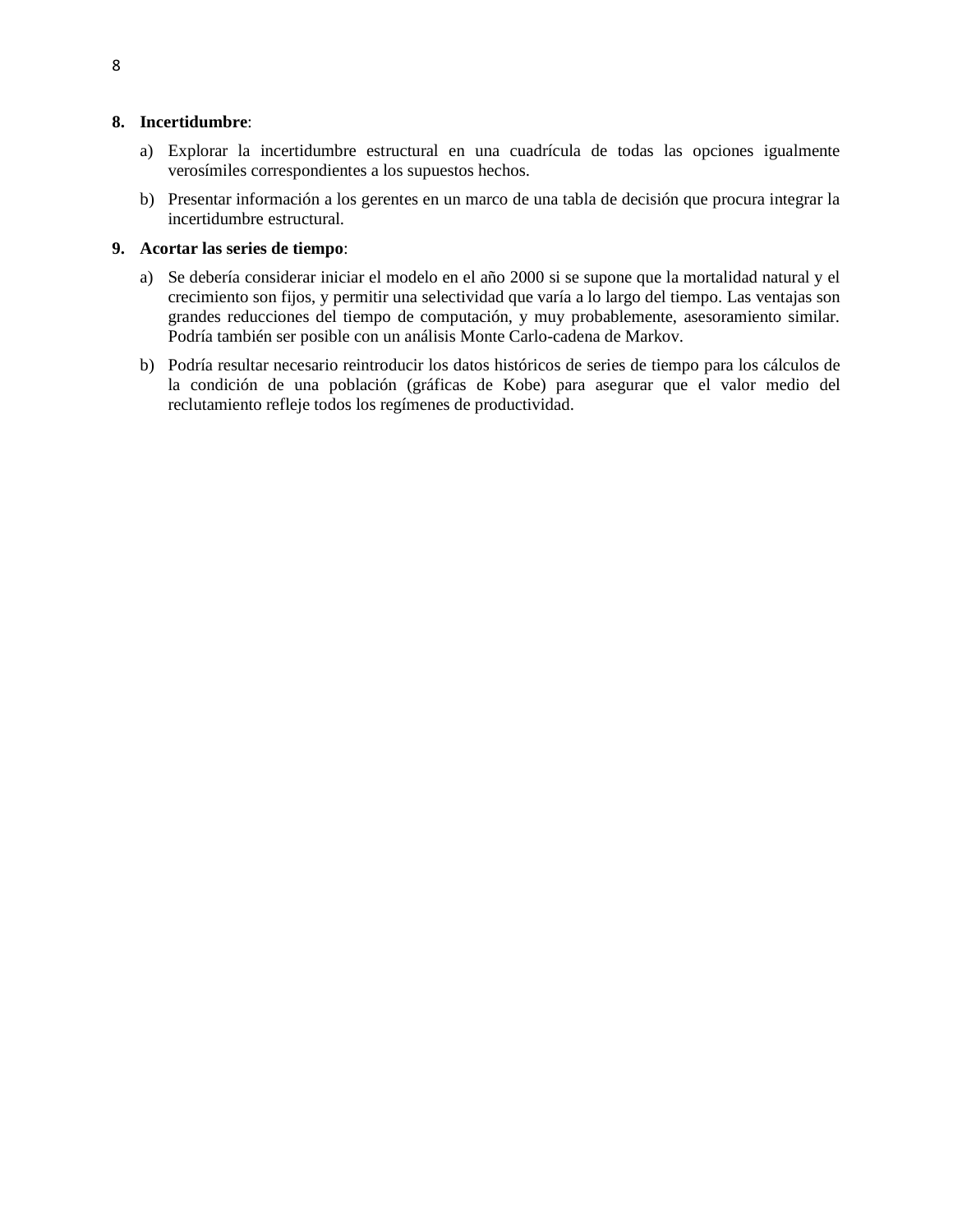8. **Incertidumbre**:
   a) Explorar la incertidumbre estructural en una cuadrícula de todas las opciones igualmente verosímiles correspondientes a los supuestos hechos.
   b) Presentar información a los gerentes en un marco de una tabla de decisión que procura integrar la incertidumbre estructural.
9. **Acortar las series de tiempo**:
   a) Se debería considerar iniciar el modelo en el año 2000 si se supone que la mortalidad natural y el crecimiento son fijos, y permitir una selectividad que varía a lo largo del tiempo. Las ventajas son grandes reducciones del tiempo de computación, y muy probablemente, asesoramiento similar. Podría también ser posible con un análisis Monte Carlo-cadena de Markov.
   b) Podría resultar necesario reintroducir los datos históricos de series de tiempo para los cálculos de la condición de una población (gráficas de Kobe) para asegurar que el valor medio del reclutamiento refleje todos los regímenes de productividad.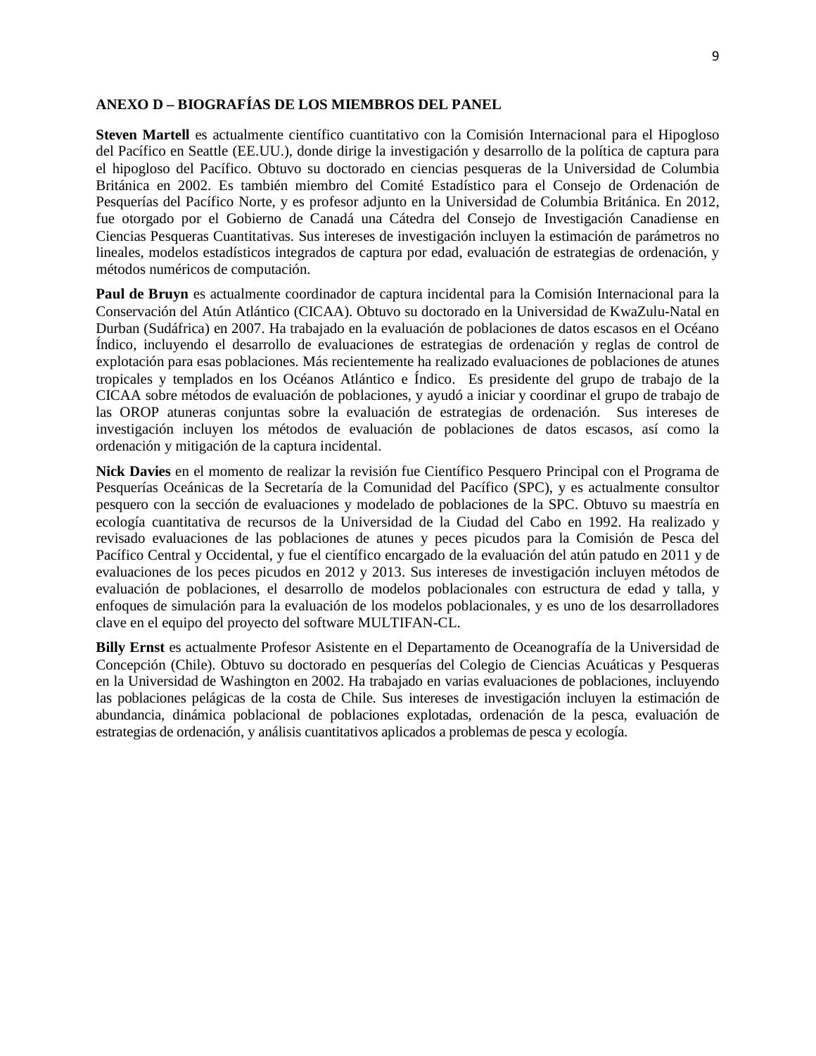## ANEXO D – BIOGRAFÍAS DE LOS MIEMBROS DEL PANEL

**Steven Martell** es actualmente científico cuantitativo con la Comisión Internacional para el Hipogloso del Pacífico en Seattle (EE.UU.), donde dirige la investigación y desarrollo de la política de captura para el hipogloso del Pacífico. Obtuvo su doctorado en ciencias pesqueras de la Universidad de Columbia Británica en 2002. Es también miembro del Comité Estadístico para el Consejo de Ordenación de Pesquerías del Pacífico Norte, y es profesor adjunto en la Universidad de Columbia Británica. En 2012, fue otorgado por el Gobierno de Canadá una Cátedra del Consejo de Investigación Canadiense en Ciencias Pesqueras Cuantitativas. Sus intereses de investigación incluyen la estimación de parámetros no lineales, modelos estadísticos integrados de captura por edad, evaluación de estrategias de ordenación, y métodos numéricos de computación.

**Paul de Bruyn** es actualmente coordinador de captura incidental para la Comisión Internacional para la Conservación del Atún Atlántico (CICAA). Obtuvo su doctorado en la Universidad de KwaZulu-Natal en Durban (Sudáfrica) en 2007. Ha trabajado en la evaluación de poblaciones de datos escasos en el Océano Índico, incluyendo el desarrollo de evaluaciones de estrategias de ordenación y reglas de control de explotación para esas poblaciones. Más recientemente ha realizado evaluaciones de poblaciones de atunes tropicales y templados en los Océanos Atlántico e Índico. Es presidente del grupo de trabajo de la CICAA sobre métodos de evaluación de poblaciones, y ayudó a iniciar y coordinar el grupo de trabajo de las OROP atuneras conjuntas sobre la evaluación de estrategias de ordenación. Sus intereses de investigación incluyen los métodos de evaluación de poblaciones de datos escasos, así como la ordenación y mitigación de la captura incidental.

**Nick Davies** en el momento de realizar la revisión fue Científico Pesquero Principal con el Programa de Pesquerías Oceánicas de la Secretaría de la Comunidad del Pacífico (SPC), y es actualmente consultor pesquero con la sección de evaluaciones y modelado de poblaciones de la SPC. Obtuvo su maestría en ecología cuantitativa de recursos de la Universidad de la Ciudad del Cabo en 1992. Ha realizado y revisado evaluaciones de las poblaciones de atunes y peces picudos para la Comisión de Pesca del Pacífico Central y Occidental, y fue el científico encargado de la evaluación del atún patudo en 2011 y de evaluaciones de los peces picudos en 2012 y 2013. Sus intereses de investigación incluyen métodos de evaluación de poblaciones, el desarrollo de modelos poblacionales con estructura de edad y talla, y enfoques de simulación para la evaluación de los modelos poblacionales, y es uno de los desarrolladores clave en el equipo del proyecto del software MULTIFAN-CL.

**Billy Ernst** es actualmente Profesor Asistente en el Departamento de Oceanografía de la Universidad de Concepción (Chile). Obtuvo su doctorado en pesquerías del Colegio de Ciencias Acuáticas y Pesqueras en la Universidad de Washington en 2002. Ha trabajado en varias evaluaciones de poblaciones, incluyendo las poblaciones pelágicas de la costa de Chile. Sus intereses de investigación incluyen la estimación de abundancia, dinámica poblacional de poblaciones explotadas, ordenación de la pesca, evaluación de estrategias de ordenación, y análisis cuantitativos aplicados a problemas de pesca y ecología.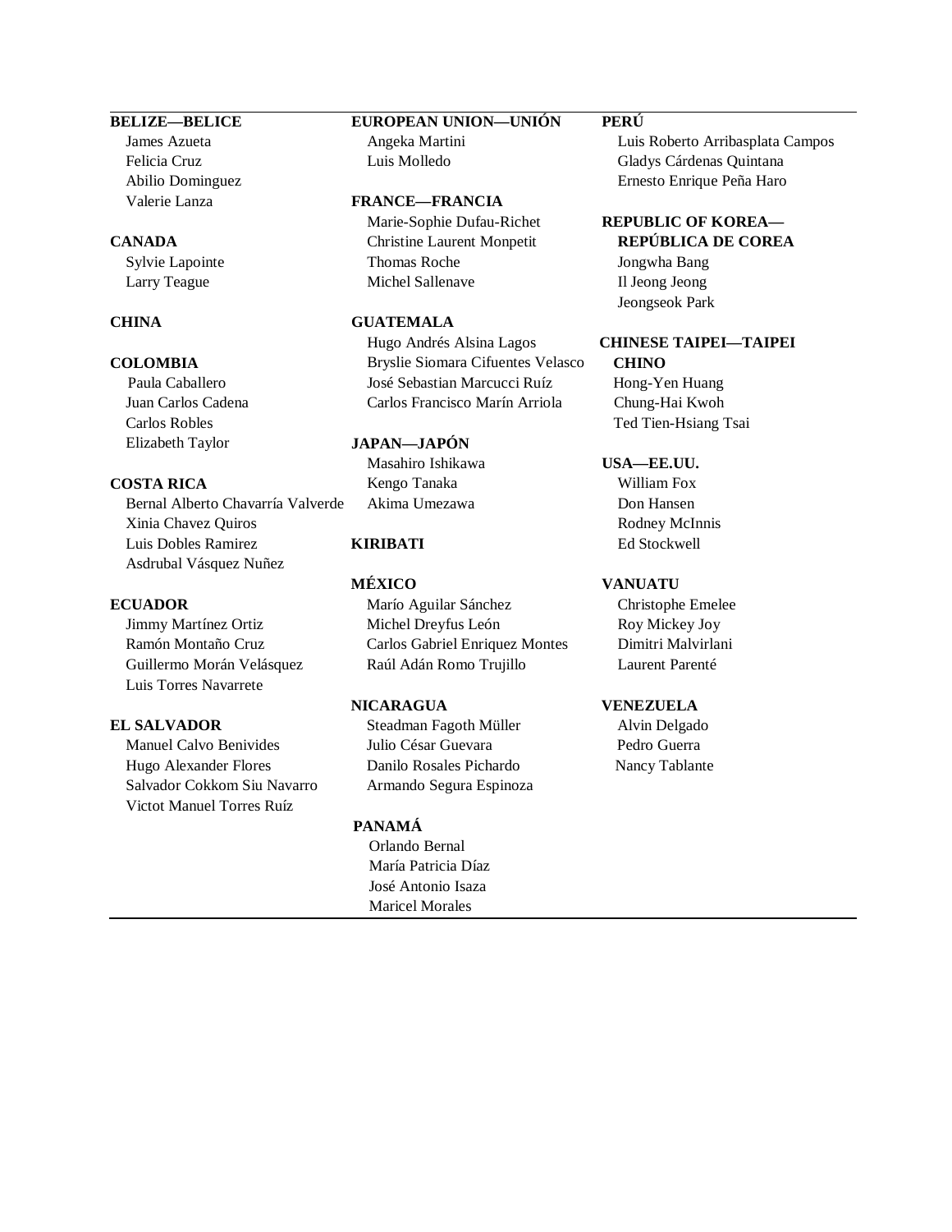**BELIZE—BELICE**
James Azueta
Felicia Cruz
Abilio Dominguez
Valerie Lanza

**CANADA**
Sylvie Lapointe
Larry Teague

**CHINA**

**COLOMBIA**
Paula Caballero
Juan Carlos Cadena
Carlos Robles
Elizabeth Taylor

**COSTA RICA**
Bernal Alberto Chavarría Valverde
Xinia Chavez Quiros
Luis Dobles Ramirez
Asdrubal Vásquez Nuñez

**ECUADOR**
Jimmy Martínez Ortiz
Ramón Montaño Cruz
Guillermo Morán Velásquez
Luis Torres Navarrete

**EL SALVADOR**
Manuel Calvo Benivides
Hugo Alexander Flores
Salvador Cokkom Siu Navarro
Victot Manuel Torres Ruíz

**EUROPEAN UNION—UNIÓN**
Angeka Martini
Luis Molledo

**FRANCE—FRANCIA**
Marie-Sophie Dufau-Richet
Christine Laurent Monpetit
Thomas Roche
Michel Sallenave

**GUATEMALA**
Hugo Andrés Alsina Lagos
Bryslie Siomara Cifuentes Velasco
José Sebastian Marcucci Ruíz
Carlos Francisco Marín Arriola

**JAPAN—JAPÓN**
Masahiro Ishikawa
Kengo Tanaka
Akima Umezawa

**KIRIBATI**

**MÉXICO**
Marío Aguilar Sánchez
Michel Dreyfus León
Carlos Gabriel Enriquez Montes
Raúl Adán Romo Trujillo

**NICARAGUA**
Steadman Fagoth Müller
Julio César Guevara
Danilo Rosales Pichardo
Armando Segura Espinoza

**PANAMÁ**
Orlando Bernal
María Patricia Díaz
José Antonio Isaza
Maricel Morales

**PERÚ**
Luis Roberto Arribasplata Campos
Gladys Cárdenas Quintana
Ernesto Enrique Peña Haro

**REPUBLIC OF KOREA—REPÚBLICA DE COREA**
Jongwha Bang
Il Jeong Jeong
Jeongseok Park

**CHINESE TAIPEI—TAIPEI CHINO**
Hong-Yen Huang
Chung-Hai Kwoh
Ted Tien-Hsiang Tsai

**USA—EE.UU.**
William Fox
Don Hansen
Rodney McInnis
Ed Stockwell

**VANUATU**
Christophe Emelee
Roy Mickey Joy
Dimitri Malvirlani
Laurent Parenté

**VENEZUELA**
Alvin Delgado
Pedro Guerra
Nancy Tablante